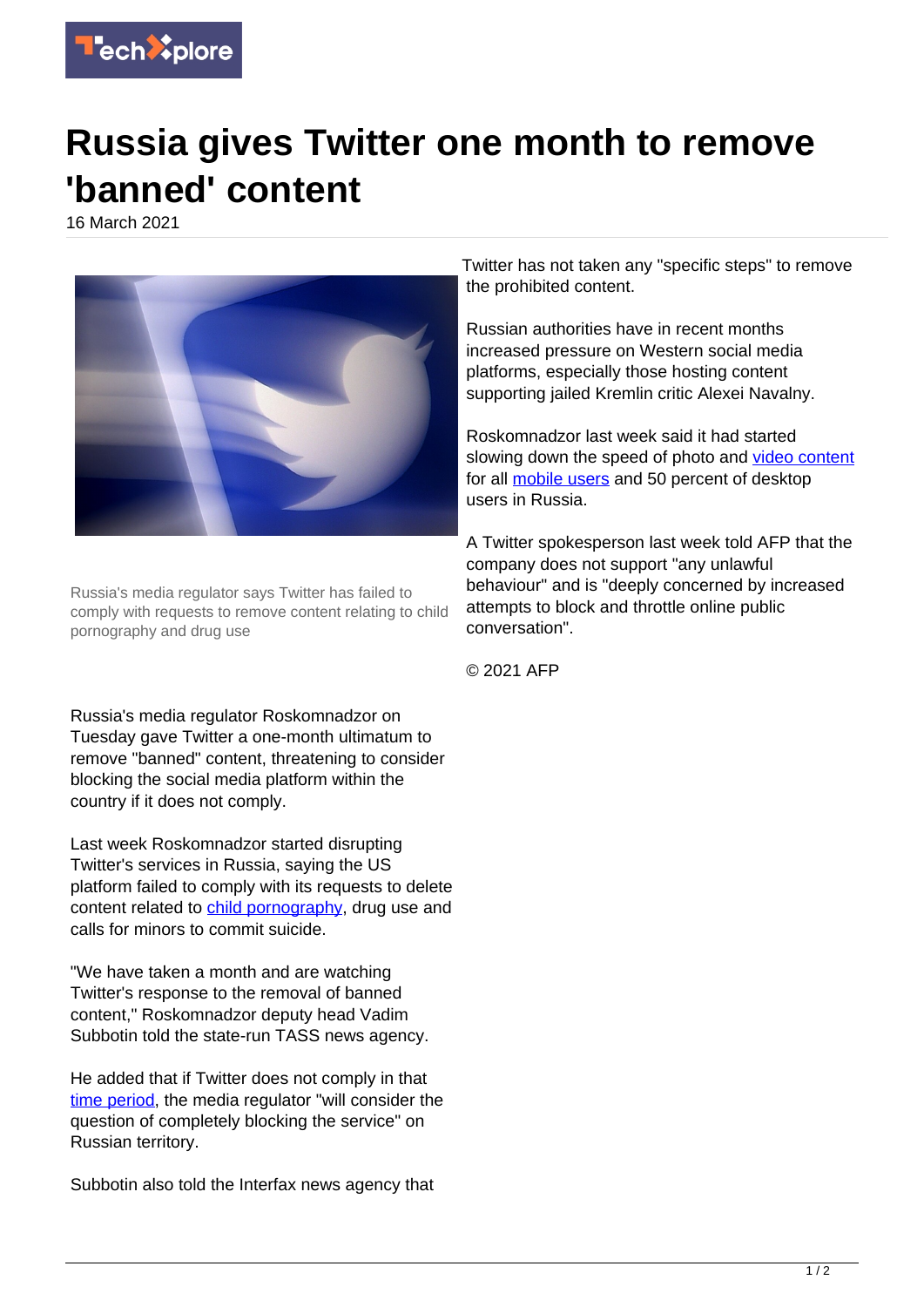# Russia gives Twitter one month to remove 'banned' content

16 March 2021

Russia's media regulator says Twitter has failed to comply with requests to remove content relating to child pornography and drug use

Russia's media regulator Roskomnadzor on Tuesday gave Twitter a one-month ultimatum to remove "banned" content, threatening to consider blocking the social media platform within the country if it does not comply.

Last week Roskomnadzor started disrupting Twitter's services in Russia, saying the US platform failed to comply with its requests to delete content related to child pornography, drug use and calls for minors to commit suicide.

"We have taken a month and are watching Twitter's response to the removal of banned content," Roskomnadzor deputy head Vadim Subbotin told the state-run TASS news agency.

He added that if Twitter does not comply in that time period, the media regulator "will consider the question of completely blocking the service" on Russian territory.

Subbotin also told the Interfax news agency that Twitter has not taken any "specific steps" to remove the prohibited content.

Russian authorities have in recent months increased pressure on Western social media platforms, especially those hosting content supporting jailed Kremlin critic Alexei Navalny.

Roskomnadzor last week said it had started slowing down the speed of photo and video content for all mobile users and 50 percent of desktop users in Russia.

A Twitter spokesperson last week told AFP that the company does not support "any unlawful behaviour" and is "deeply concerned by increased attempts to block and throttle online public conversation".

© 2021 AFP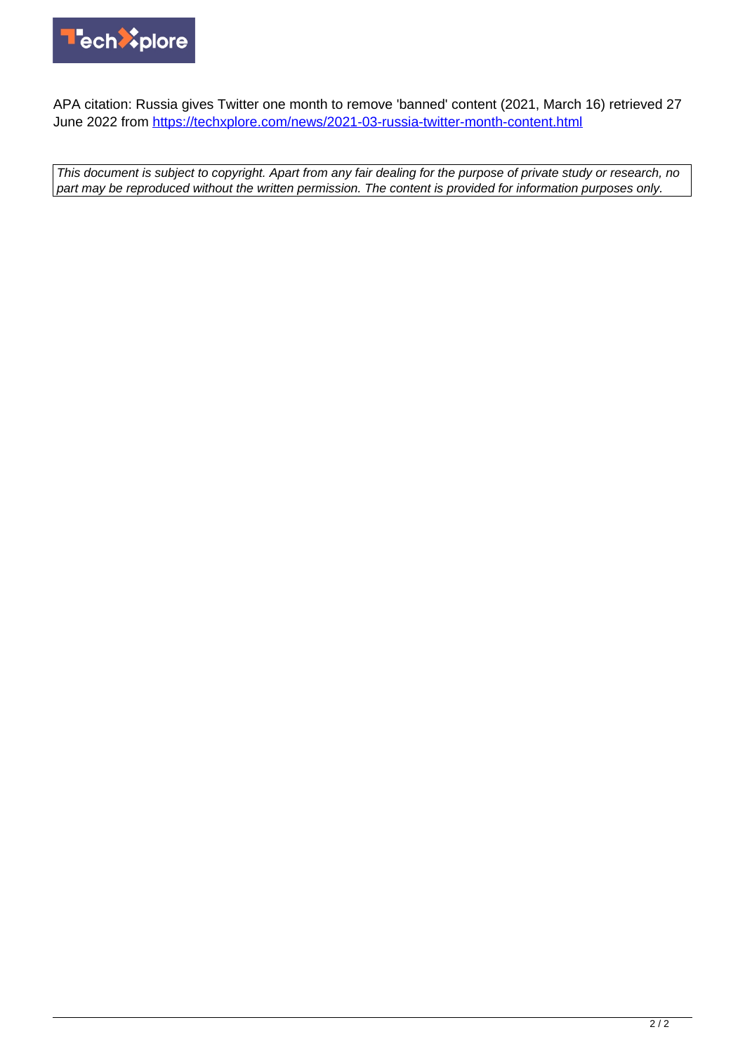APA citation: Russia gives Twitter one month to remove 'banned' content (2021, March 16) retrieved 27 June 2022 from https://techxplore.com/news/2021-03-russia-twitter-month-content.html

*This document is subject to copyright. Apart from any fair dealing for the purpose of private study or research, no part may be reproduced without the written permission. The content is provided for information purposes only.*